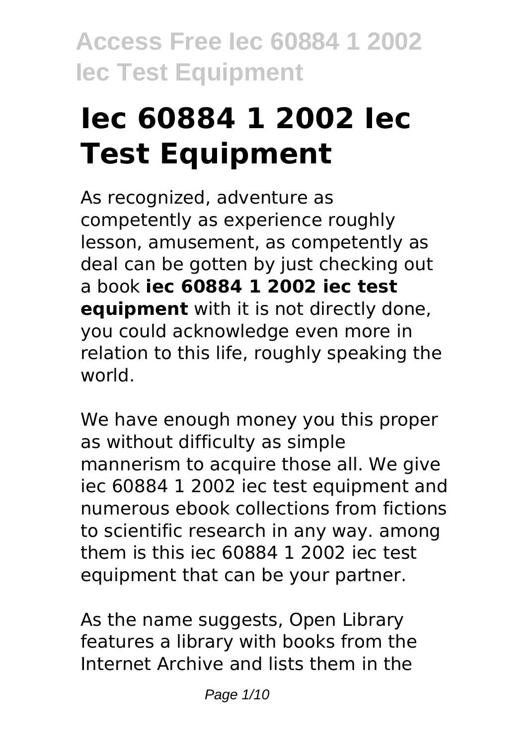# Iec 60884 1 2002 Iec Test Equipment

As recognized, adventure as competently as experience roughly lesson, amusement, as competently as deal can be gotten by just checking out a book **iec 60884 1 2002 iec test equipment** with it is not directly done, you could acknowledge even more in relation to this life, roughly speaking the world.

We have enough money you this proper as without difficulty as simple mannerism to acquire those all. We give iec 60884 1 2002 iec test equipment and numerous ebook collections from fictions to scientific research in any way. among them is this iec 60884 1 2002 iec test equipment that can be your partner.

As the name suggests, Open Library features a library with books from the Internet Archive and lists them in the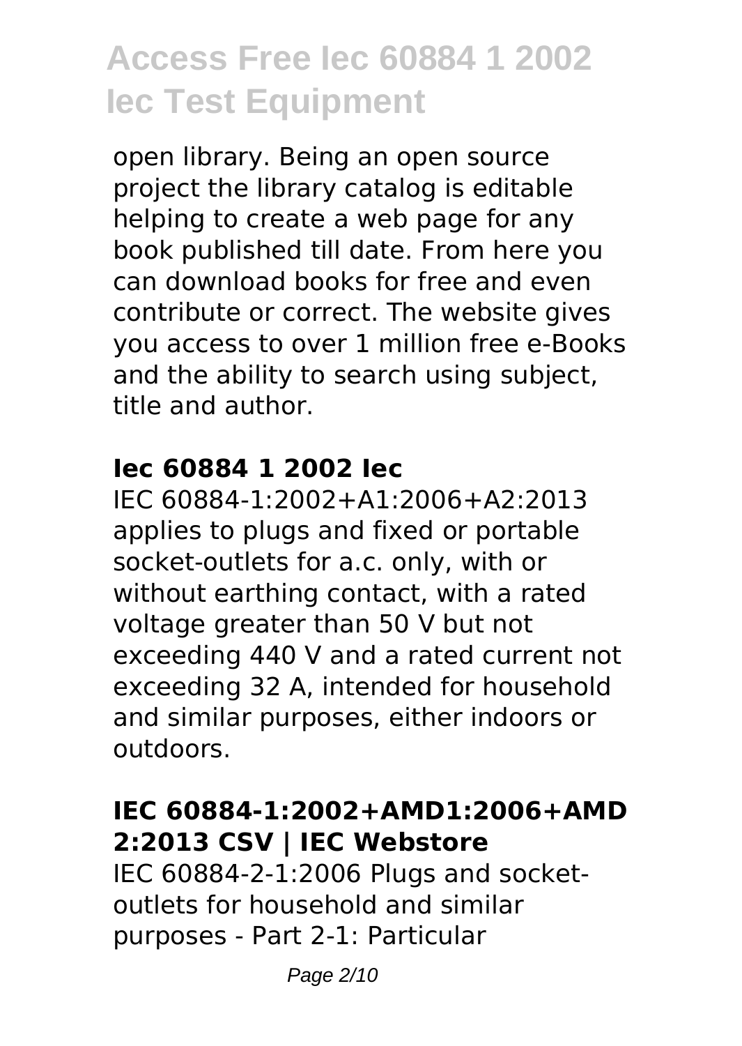open library. Being an open source project the library catalog is editable helping to create a web page for any book published till date. From here you can download books for free and even contribute or correct. The website gives you access to over 1 million free e-Books and the ability to search using subject, title and author.

### Iec 60884 1 2002 Iec

IEC 60884-1:2002+A1:2006+A2:2013 applies to plugs and fixed or portable socket-outlets for a.c. only, with or without earthing contact, with a rated voltage greater than 50 V but not exceeding 440 V and a rated current not exceeding 32 A, intended for household and similar purposes, either indoors or outdoors.

### IEC 60884-1:2002+AMD1:2006+AMD 2:2013 CSV | IEC Webstore

IEC 60884-2-1:2006 Plugs and socket-outlets for household and similar purposes - Part 2-1: Particular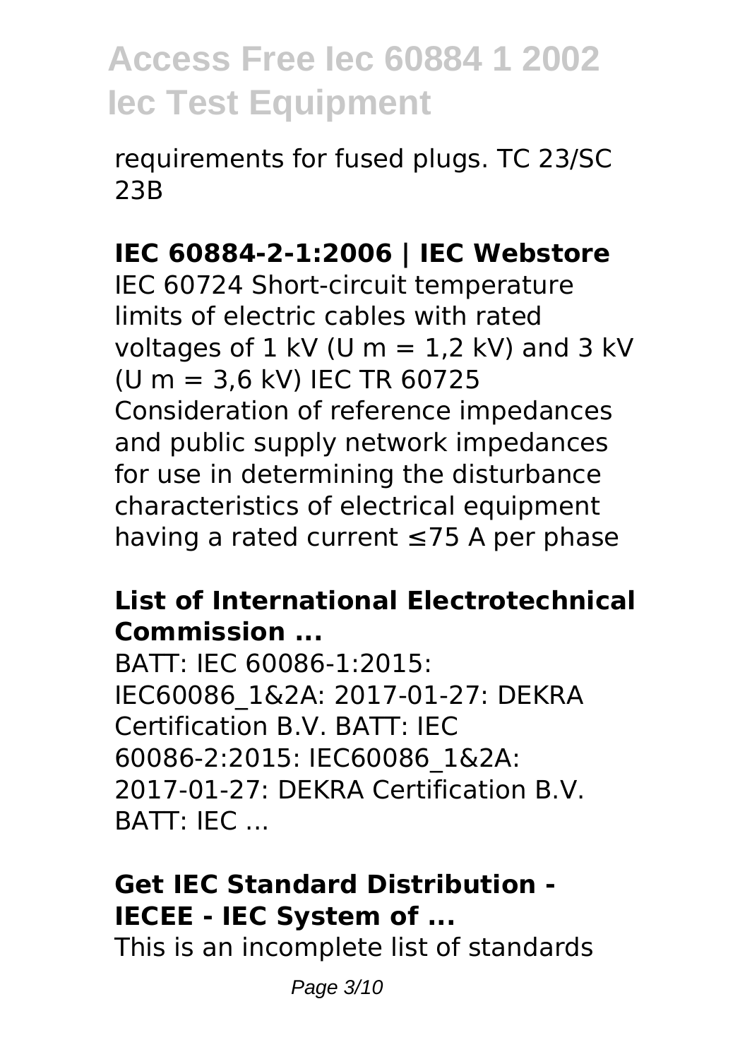requirements for fused plugs. TC 23/SC 23B

**IEC 60884-2-1:2006 | IEC Webstore**

IEC 60724 Short-circuit temperature limits of electric cables with rated voltages of 1 kV ($U_m$ = 1,2 kV) and 3 kV ($U_m$ = 3,6 kV) IEC TR 60725 Consideration of reference impedances and public supply network impedances for use in determining the disturbance characteristics of electrical equipment having a rated current ≤75 A per phase

**List of International Electrotechnical Commission ...**

BATT: IEC 60086-1:2015: IEC60086_1&2A: 2017-01-27: DEKRA Certification B.V. BATT: IEC 60086-2:2015: IEC60086_1&2A: 2017-01-27: DEKRA Certification B.V. BATT: IEC ...

**Get IEC Standard Distribution - IECEE - IEC System of ...**

This is an incomplete list of standards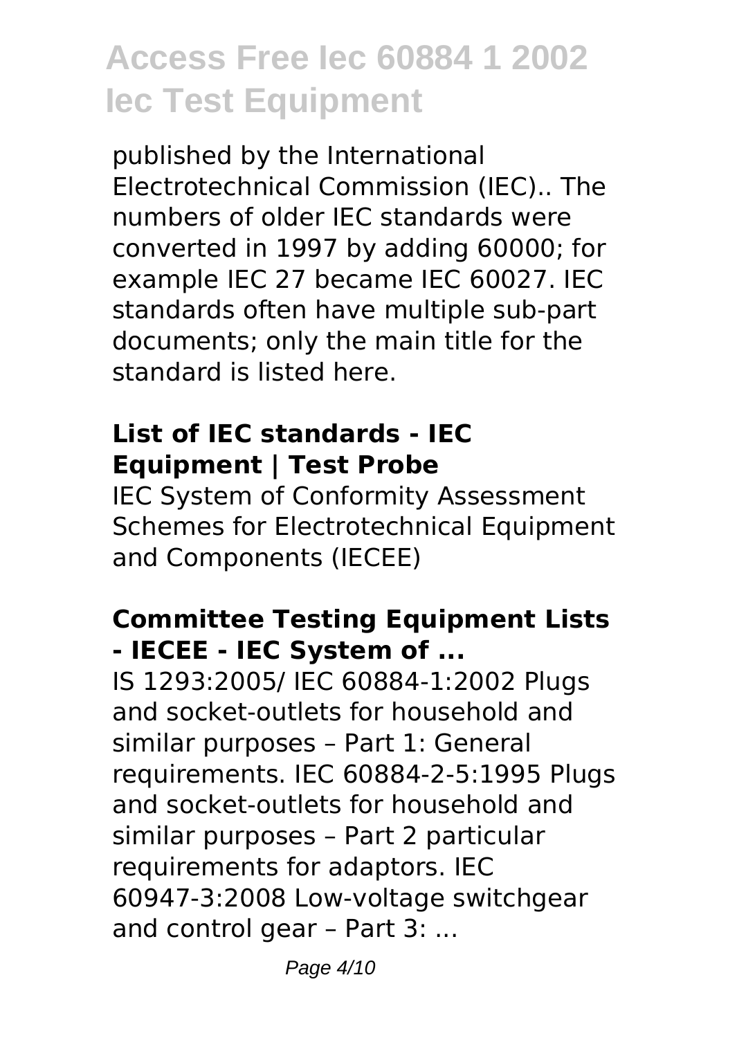published by the International Electrotechnical Commission (IEC).. The numbers of older IEC standards were converted in 1997 by adding 60000; for example IEC 27 became IEC 60027. IEC standards often have multiple sub-part documents; only the main title for the standard is listed here.

### **List of IEC standards - IEC Equipment | Test Probe**

IEC System of Conformity Assessment Schemes for Electrotechnical Equipment and Components (IECEE)

### **Committee Testing Equipment Lists - IECEE - IEC System of ...**

IS 1293:2005/ IEC 60884-1:2002 Plugs and socket-outlets for household and similar purposes – Part 1: General requirements. IEC 60884-2-5:1995 Plugs and socket-outlets for household and similar purposes – Part 2 particular requirements for adaptors. IEC 60947-3:2008 Low-voltage switchgear and control gear – Part 3: ...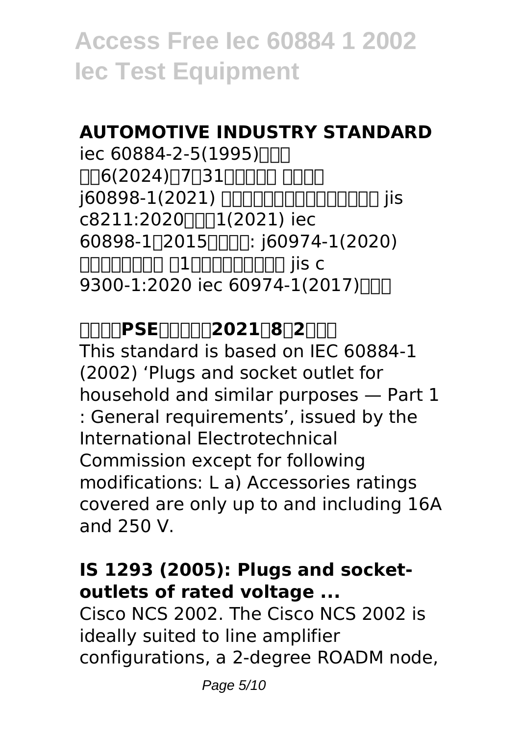## AUTOMOTIVE INDUSTRY STANDARD

iec 60884-2-5(1995)□□□ □□6(2024)□7□31□□□□□ □□□□ j60898-1(2021) □□□□□□□□□□□□□□□ jis c8211:2020□□□1(2021) iec 60898-1□2015□□□□: j60974-1(2020) □□□□□□□ □1□□□□□□□□□ jis c 9300-1:2020 iec 60974-1(2017)□□□

## □□□□PSE□□□□□2021□8□2□□□

This standard is based on IEC 60884-1 (2002) 'Plugs and socket outlet for household and similar purposes — Part 1 : General requirements', issued by the International Electrotechnical Commission except for following modifications: L a) Accessories ratings covered are only up to and including 16A and 250 V.

## IS 1293 (2005): Plugs and socket-outlets of rated voltage ...

Cisco NCS 2002. The Cisco NCS 2002 is ideally suited to line amplifier configurations, a 2-degree ROADM node,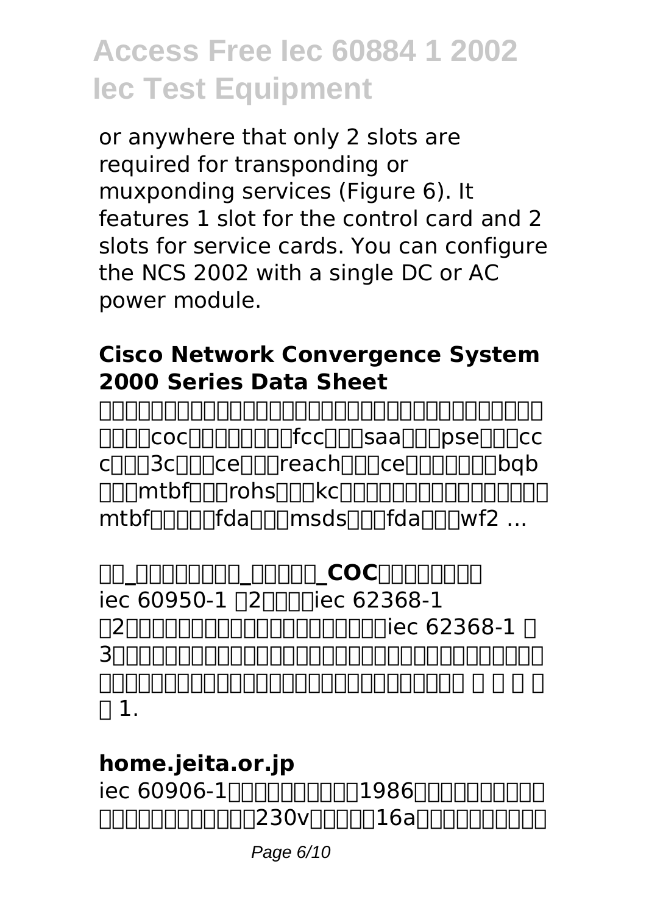or anywhere that only 2 slots are required for transponding or muxponding services (Figure 6). It features 1 slot for the control card and 2 slots for service cards. You can configure the NCS 2002 with a single DC or AC power module.

**Cisco Network Convergence System 2000 Series Data Sheet**

□□□□□□□□□□□□□□□□□□□□□□□□□□□□□□□□□□□coc□□□□□□□□fcc□□□saa□□□pse□□□ccc□□□3c□□□ce□□□reach□□□ce□□□□□□□bqb□□□mtbf□□□rohs□□□kc□□□□□□□□□□□□□□□□mtbf□□□□□fda□□□msds□□□fda□□□wf2 ...

**□□_□□□□□□□□_□□□□□_COC□□□□□□□□**

iec 60950-1 □2□□□□iec 62368-1 □2□□□□□□□□□□□□□□□□□□□□□iec 62368-1 □3□□□□□□□□□□□□□□□□□□□□□□□□□□□□□□□□□□□□□□□□□□□□□□□□□□□□□□□□□□□□□□ □ □ □ □ □ 1.

**home.jeita.or.jp**

iec 60906-1□□□□□□□□□□1986□□□□□□□□□□□□□□□□□□□□□□230v□□□□□16a□□□□□□□□□□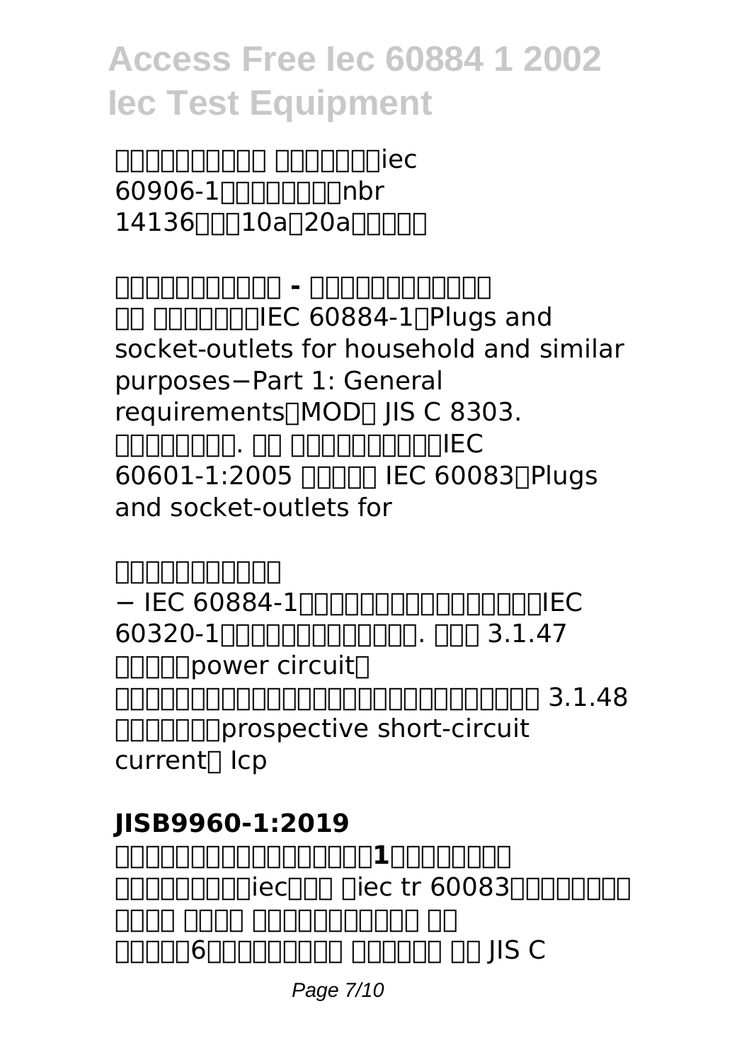□□□□□□□□□ □□□□□□iec 60906-1□□□□□□□□nbr 14136□□□10a□20a□□□□□

### □□□□□□□□□□□ - □□□□□□□□□□□

□□ □□□□□□□IEC 60884-1□Plugs and socket-outlets for household and similar purposes−Part 1: General requirements□MOD□ JIS C 8303. □□□□□□□□. □□ □□□□□□□□□□IEC 60601-1:2005 □□□□□ IEC 60083□Plugs and socket-outlets for

### □□□□□□□□□□

− IEC 60884-1□□□□□□□□□□□□□□□□□□IEC 60320-1□□□□□□□□□□□□□. □□□ 3.1.47 □□□□□power circuit□ □□□□□□□□□□□□□□□□□□□□□□□□□□□□□□□□ 3.1.48 □□□□□□□prospective short-circuit current□ Icp

### JISB9960-1:2019

**□□□□□□□□□□□□□□□□□1□□□□□□□□**
□□□□□□□□□iec□□□ □iec tr 60083□□□□□□□□ □□□□ □□□□ □□□□□□□□□□□ □□ □□□□□6□□□□□□□□□ □□□□□□ □□ JIS C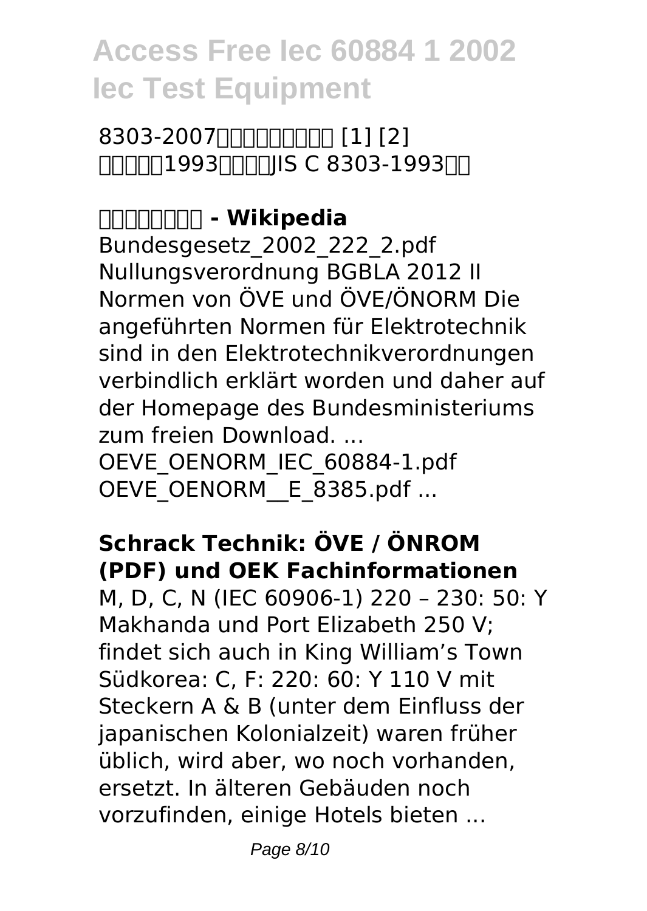8303-2007□□□□□□□□ [1] [2] □□□□□1993□□□□JIS C 8303-1993□□

**□□□□□□□□ - Wikipedia**

Bundesgesetz_2002_222_2.pdf Nullungsverordnung BGBLA 2012 II Normen von ÖVE und ÖVE/ÖNORM Die angeführten Normen für Elektrotechnik sind in den Elektrotechnikverordnungen verbindlich erklärt worden und daher auf der Homepage des Bundesministeriums zum freien Download. ... OEVE_OENORM_IEC_60884-1.pdf OEVE_OENORM__E_8385.pdf ...

**Schrack Technik: ÖVE / ÖNROM (PDF) und OEK Fachinformationen**

M, D, C, N (IEC 60906-1) 220 – 230: 50: Y Makhanda und Port Elizabeth 250 V; findet sich auch in King William's Town Südkorea: C, F: 220: 60: Y 110 V mit Steckern A & B (unter dem Einfluss der japanischen Kolonialzeit) waren früher üblich, wird aber, wo noch vorhanden, ersetzt. In älteren Gebäuden noch vorzufinden, einige Hotels bieten ...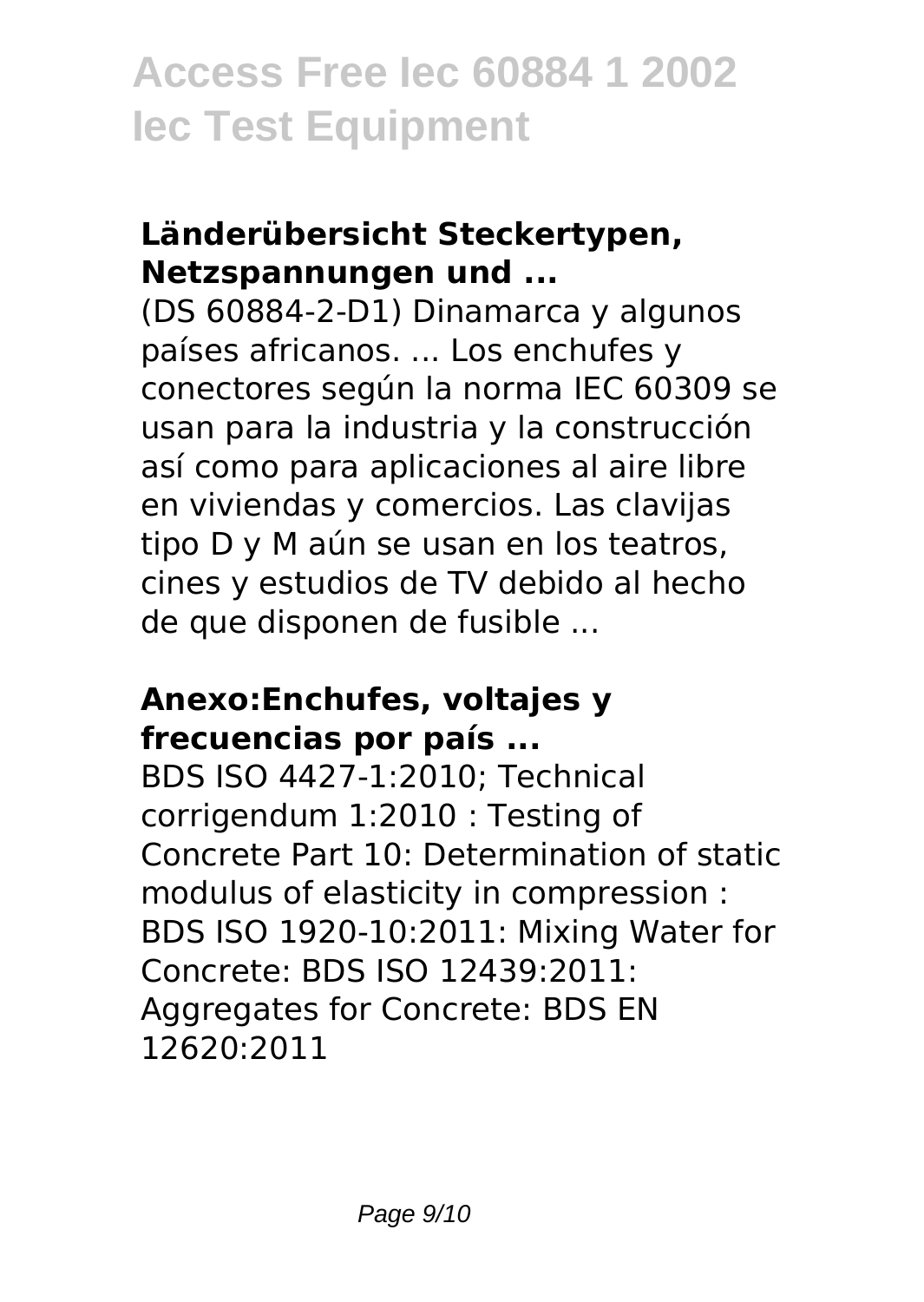### Länderübersicht Steckertypen, Netzspannungen und ...

(DS 60884-2-D1) Dinamarca y algunos países africanos. ... Los enchufes y conectores según la norma IEC 60309 se usan para la industria y la construcción así como para aplicaciones al aire libre en viviendas y comercios. Las clavijas tipo D y M aún se usan en los teatros, cines y estudios de TV debido al hecho de que disponen de fusible ...

### Anexo:Enchufes, voltajes y frecuencias por país ...

BDS ISO 4427-1:2010; Technical corrigendum 1:2010 : Testing of Concrete Part 10: Determination of static modulus of elasticity in compression : BDS ISO 1920-10:2011: Mixing Water for Concrete: BDS ISO 12439:2011: Aggregates for Concrete: BDS EN 12620:2011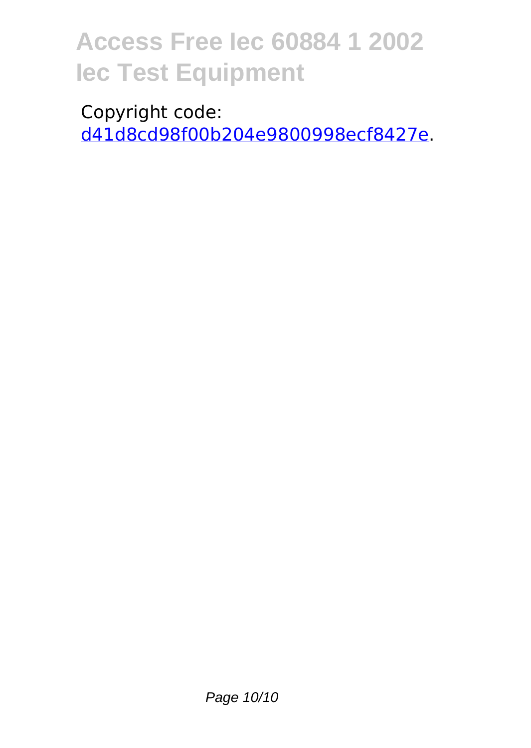Copyright code: [d41d8cd98f00b204e9800998ecf8427e](d41d8cd98f00b204e9800998ecf8427e).